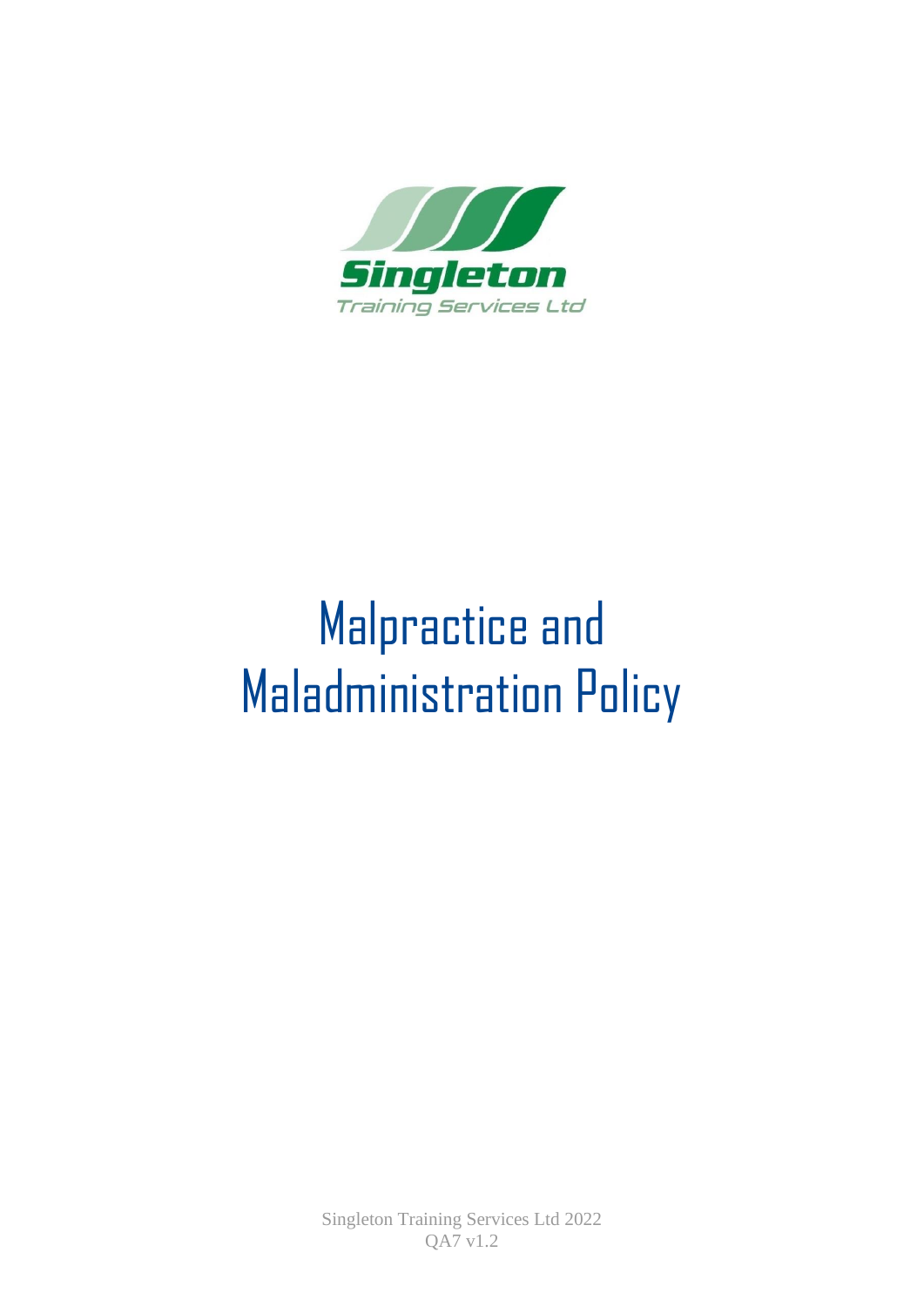Singleton

Training Services Ltd

# Malpractice and Maladministration Policy

Singleton Training Services Ltd 2022

QA7 v1.2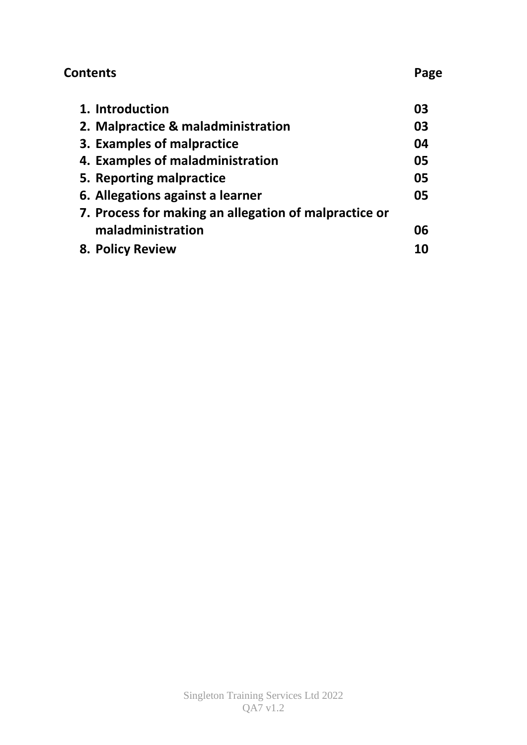| **Contents** | **Page** |
|---|---|
| **1. Introduction** | **03** |
| **2. Malpractice & maladministration** | **03** |
| **3. Examples of malpractice** | **04** |
| **4. Examples of maladministration** | **05** |
| **5. Reporting malpractice** | **05** |
| **6. Allegations against a learner** | **05** |
| **7. Process for making an allegation of malpractice or maladministration** | **06** |
| **8. Policy Review** | **10** |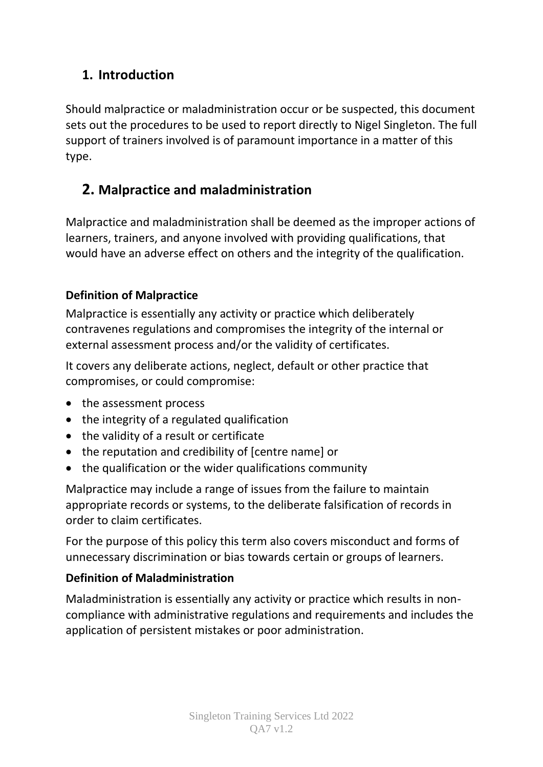## 1. Introduction

Should malpractice or maladministration occur or be suspected, this document sets out the procedures to be used to report directly to Nigel Singleton. The full support of trainers involved is of paramount importance in a matter of this type.

## 2. Malpractice and maladministration

Malpractice and maladministration shall be deemed as the improper actions of learners, trainers, and anyone involved with providing qualifications, that would have an adverse effect on others and the integrity of the qualification.

**Definition of Malpractice**

Malpractice is essentially any activity or practice which deliberately contravenes regulations and compromises the integrity of the internal or external assessment process and/or the validity of certificates.

It covers any deliberate actions, neglect, default or other practice that compromises, or could compromise:

- the assessment process
- the integrity of a regulated qualification
- the validity of a result or certificate
- the reputation and credibility of [centre name] or
- the qualification or the wider qualifications community

Malpractice may include a range of issues from the failure to maintain appropriate records or systems, to the deliberate falsification of records in order to claim certificates.

For the purpose of this policy this term also covers misconduct and forms of unnecessary discrimination or bias towards certain or groups of learners.

**Definition of Maladministration**

Maladministration is essentially any activity or practice which results in non-compliance with administrative regulations and requirements and includes the application of persistent mistakes or poor administration.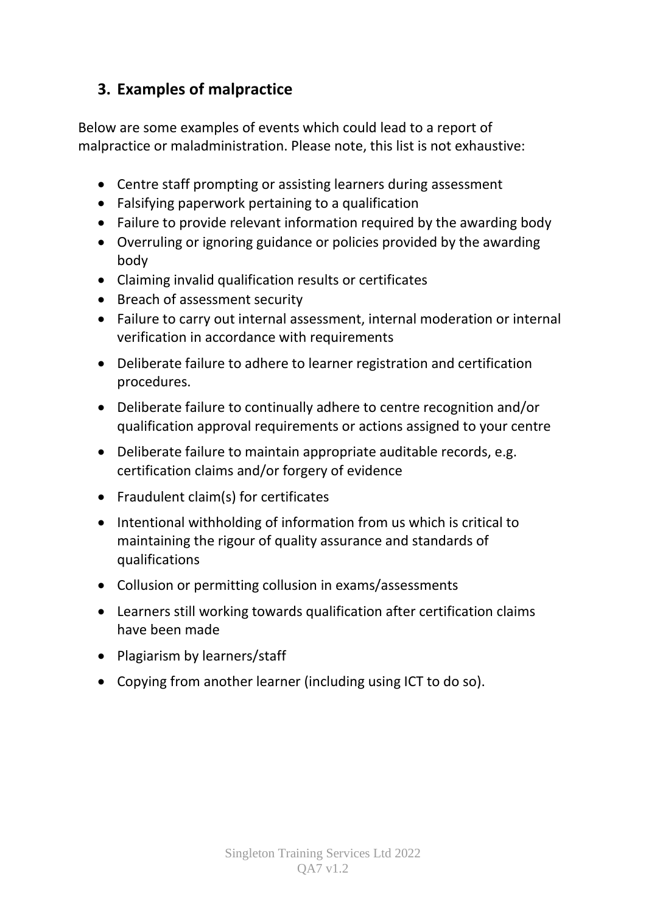## 3. Examples of malpractice

Below are some examples of events which could lead to a report of malpractice or maladministration. Please note, this list is not exhaustive:

- Centre staff prompting or assisting learners during assessment
- Falsifying paperwork pertaining to a qualification
- Failure to provide relevant information required by the awarding body
- Overruling or ignoring guidance or policies provided by the awarding body
- Claiming invalid qualification results or certificates
- Breach of assessment security
- Failure to carry out internal assessment, internal moderation or internal verification in accordance with requirements
- Deliberate failure to adhere to learner registration and certification procedures.
- Deliberate failure to continually adhere to centre recognition and/or qualification approval requirements or actions assigned to your centre
- Deliberate failure to maintain appropriate auditable records, e.g. certification claims and/or forgery of evidence
- Fraudulent claim(s) for certificates
- Intentional withholding of information from us which is critical to maintaining the rigour of quality assurance and standards of qualifications
- Collusion or permitting collusion in exams/assessments
- Learners still working towards qualification after certification claims have been made
- Plagiarism by learners/staff
- Copying from another learner (including using ICT to do so).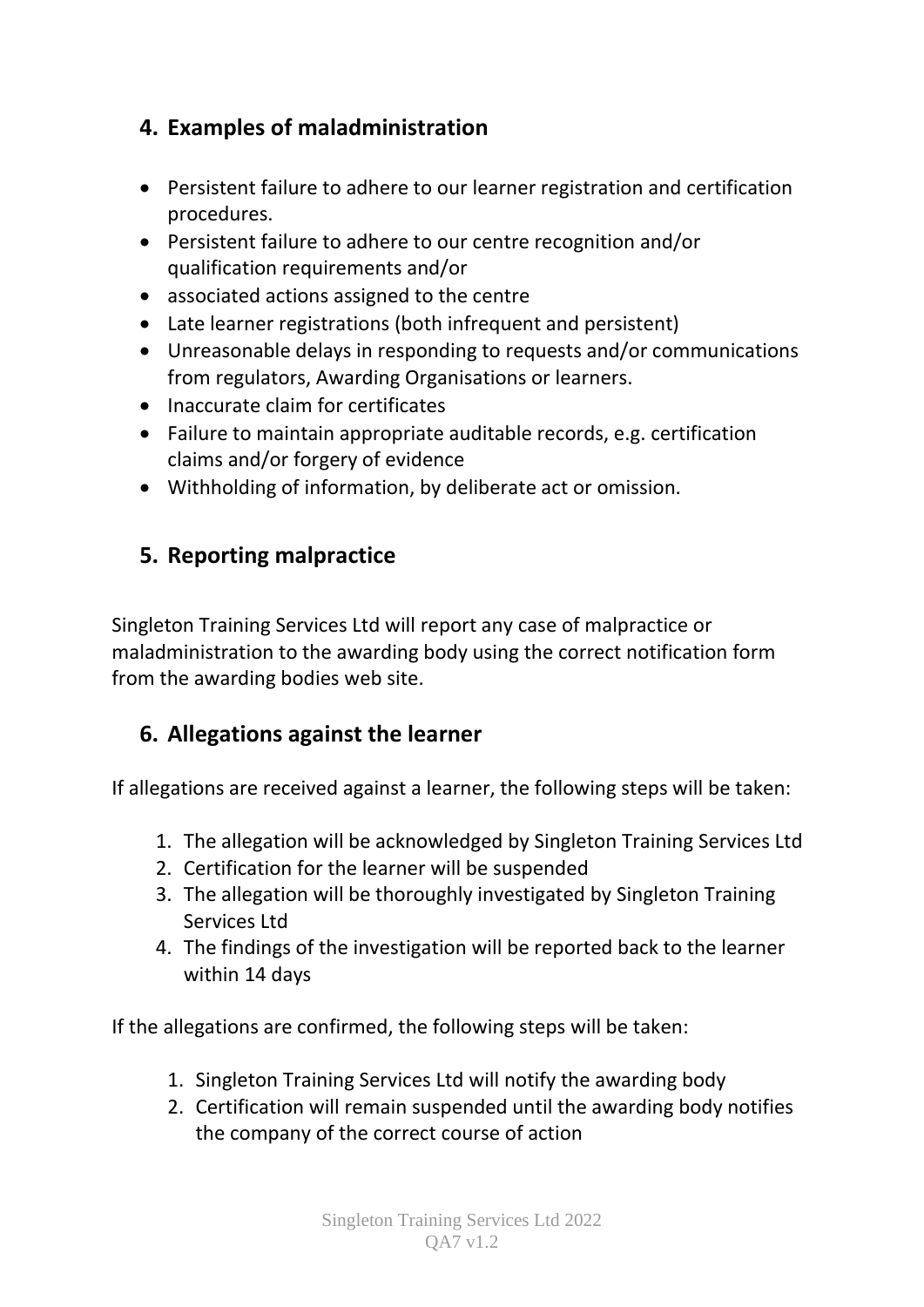## 4. Examples of maladministration

- Persistent failure to adhere to our learner registration and certification procedures.
- Persistent failure to adhere to our centre recognition and/or qualification requirements and/or
- associated actions assigned to the centre
- Late learner registrations (both infrequent and persistent)
- Unreasonable delays in responding to requests and/or communications from regulators, Awarding Organisations or learners.
- Inaccurate claim for certificates
- Failure to maintain appropriate auditable records, e.g. certification claims and/or forgery of evidence
- Withholding of information, by deliberate act or omission.

## 5. Reporting malpractice

Singleton Training Services Ltd will report any case of malpractice or maladministration to the awarding body using the correct notification form from the awarding bodies web site.

## 6. Allegations against the learner

If allegations are received against a learner, the following steps will be taken:

1. The allegation will be acknowledged by Singleton Training Services Ltd
2. Certification for the learner will be suspended
3. The allegation will be thoroughly investigated by Singleton Training Services Ltd
4. The findings of the investigation will be reported back to the learner within 14 days

If the allegations are confirmed, the following steps will be taken:

1. Singleton Training Services Ltd will notify the awarding body
2. Certification will remain suspended until the awarding body notifies the company of the correct course of action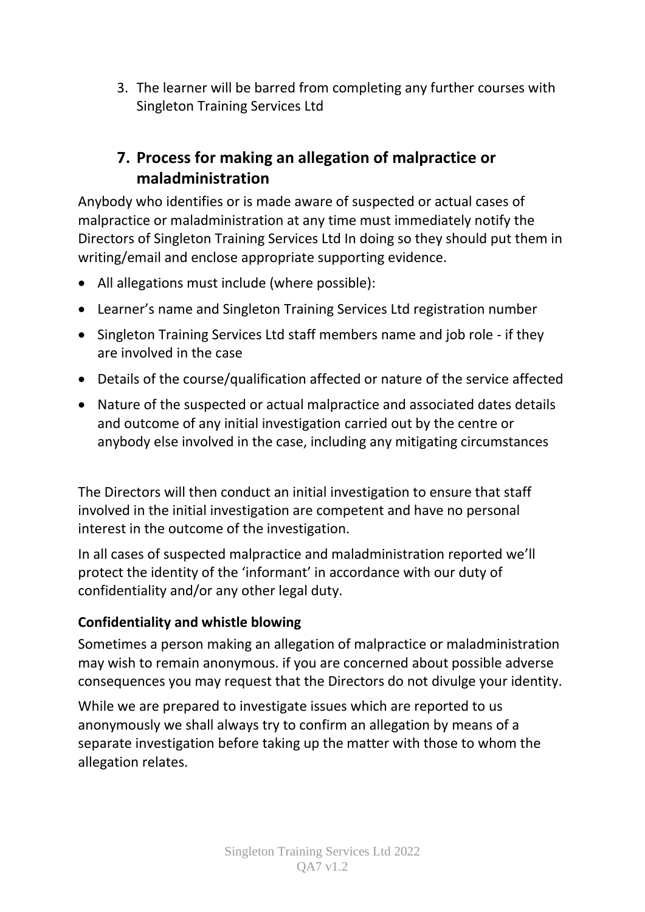3. The learner will be barred from completing any further courses with Singleton Training Services Ltd

## 7. Process for making an allegation of malpractice or maladministration

Anybody who identifies or is made aware of suspected or actual cases of malpractice or maladministration at any time must immediately notify the Directors of Singleton Training Services Ltd In doing so they should put them in writing/email and enclose appropriate supporting evidence.

- All allegations must include (where possible):
- Learner's name and Singleton Training Services Ltd registration number
- Singleton Training Services Ltd staff members name and job role - if they are involved in the case
- Details of the course/qualification affected or nature of the service affected
- Nature of the suspected or actual malpractice and associated dates details and outcome of any initial investigation carried out by the centre or anybody else involved in the case, including any mitigating circumstances

The Directors will then conduct an initial investigation to ensure that staff involved in the initial investigation are competent and have no personal interest in the outcome of the investigation.

In all cases of suspected malpractice and maladministration reported we'll protect the identity of the 'informant' in accordance with our duty of confidentiality and/or any other legal duty.

**Confidentiality and whistle blowing**

Sometimes a person making an allegation of malpractice or maladministration may wish to remain anonymous. if you are concerned about possible adverse consequences you may request that the Directors do not divulge your identity.

While we are prepared to investigate issues which are reported to us anonymously we shall always try to confirm an allegation by means of a separate investigation before taking up the matter with those to whom the allegation relates.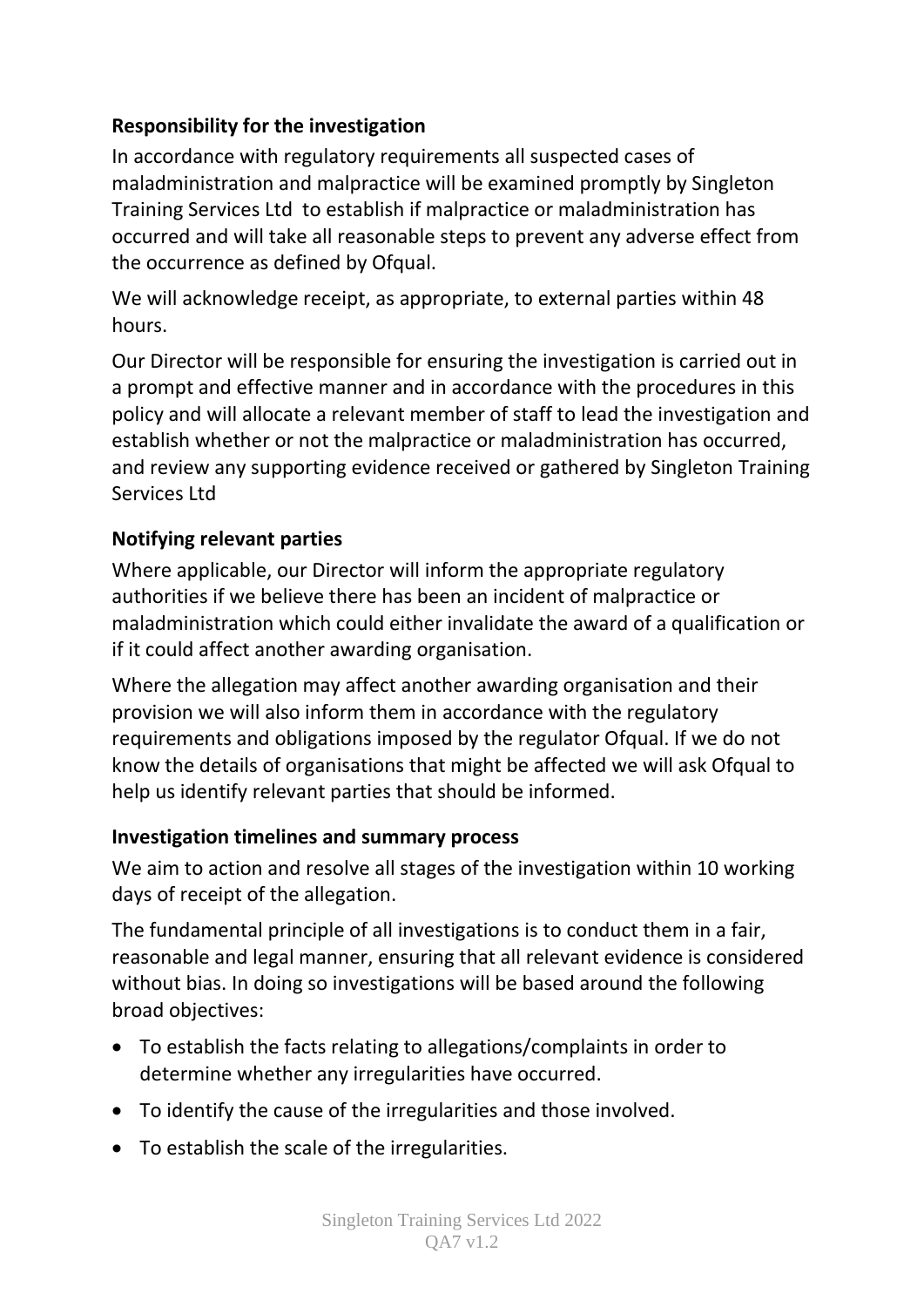**Responsibility for the investigation**

In accordance with regulatory requirements all suspected cases of maladministration and malpractice will be examined promptly by Singleton Training Services Ltd to establish if malpractice or maladministration has occurred and will take all reasonable steps to prevent any adverse effect from the occurrence as defined by Ofqual.

We will acknowledge receipt, as appropriate, to external parties within 48 hours.

Our Director will be responsible for ensuring the investigation is carried out in a prompt and effective manner and in accordance with the procedures in this policy and will allocate a relevant member of staff to lead the investigation and establish whether or not the malpractice or maladministration has occurred, and review any supporting evidence received or gathered by Singleton Training Services Ltd

**Notifying relevant parties**

Where applicable, our Director will inform the appropriate regulatory authorities if we believe there has been an incident of malpractice or maladministration which could either invalidate the award of a qualification or if it could affect another awarding organisation.

Where the allegation may affect another awarding organisation and their provision we will also inform them in accordance with the regulatory requirements and obligations imposed by the regulator Ofqual. If we do not know the details of organisations that might be affected we will ask Ofqual to help us identify relevant parties that should be informed.

**Investigation timelines and summary process**

We aim to action and resolve all stages of the investigation within 10 working days of receipt of the allegation.

The fundamental principle of all investigations is to conduct them in a fair, reasonable and legal manner, ensuring that all relevant evidence is considered without bias. In doing so investigations will be based around the following broad objectives:

- To establish the facts relating to allegations/complaints in order to determine whether any irregularities have occurred.
- To identify the cause of the irregularities and those involved.
- To establish the scale of the irregularities.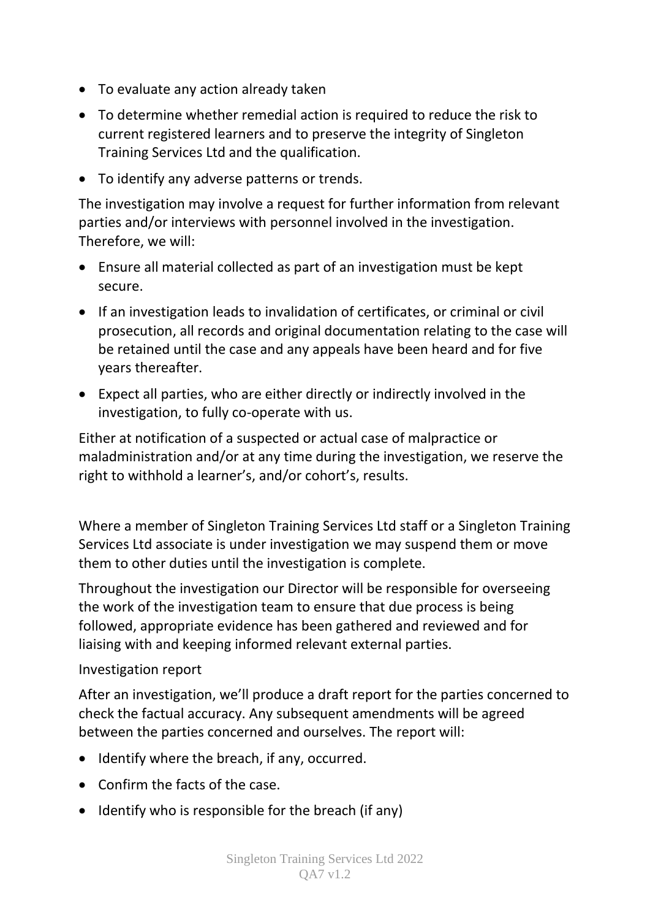- To evaluate any action already taken
- To determine whether remedial action is required to reduce the risk to current registered learners and to preserve the integrity of Singleton Training Services Ltd and the qualification.
- To identify any adverse patterns or trends.

The investigation may involve a request for further information from relevant parties and/or interviews with personnel involved in the investigation. Therefore, we will:

- Ensure all material collected as part of an investigation must be kept secure.
- If an investigation leads to invalidation of certificates, or criminal or civil prosecution, all records and original documentation relating to the case will be retained until the case and any appeals have been heard and for five years thereafter.
- Expect all parties, who are either directly or indirectly involved in the investigation, to fully co-operate with us.

Either at notification of a suspected or actual case of malpractice or maladministration and/or at any time during the investigation, we reserve the right to withhold a learner's, and/or cohort's, results.

Where a member of Singleton Training Services Ltd staff or a Singleton Training Services Ltd associate is under investigation we may suspend them or move them to other duties until the investigation is complete.

Throughout the investigation our Director will be responsible for overseeing the work of the investigation team to ensure that due process is being followed, appropriate evidence has been gathered and reviewed and for liaising with and keeping informed relevant external parties.

Investigation report

After an investigation, we'll produce a draft report for the parties concerned to check the factual accuracy. Any subsequent amendments will be agreed between the parties concerned and ourselves. The report will:

- Identify where the breach, if any, occurred.
- Confirm the facts of the case.
- Identify who is responsible for the breach (if any)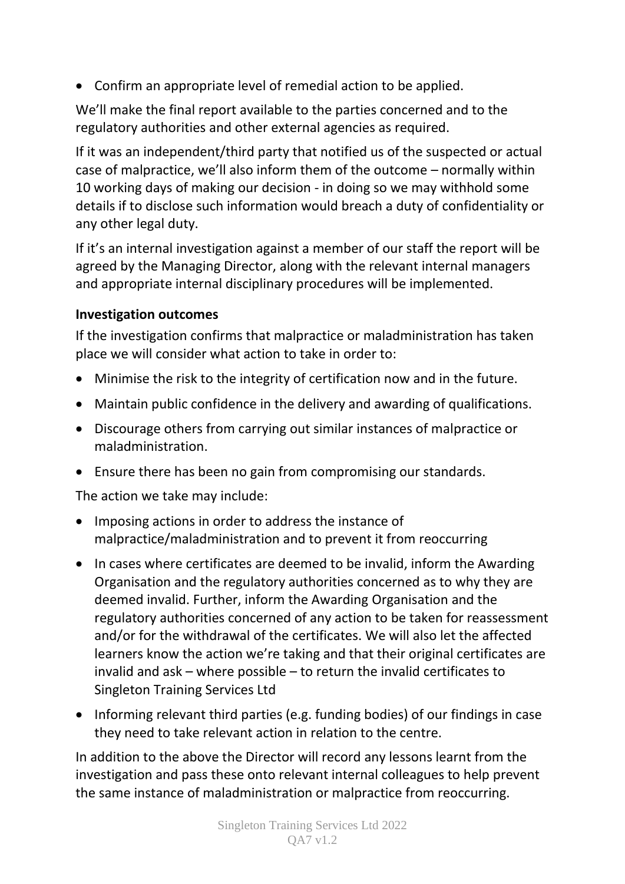- Confirm an appropriate level of remedial action to be applied.

We'll make the final report available to the parties concerned and to the regulatory authorities and other external agencies as required.

If it was an independent/third party that notified us of the suspected or actual case of malpractice, we'll also inform them of the outcome – normally within 10 working days of making our decision - in doing so we may withhold some details if to disclose such information would breach a duty of confidentiality or any other legal duty.

If it's an internal investigation against a member of our staff the report will be agreed by the Managing Director, along with the relevant internal managers and appropriate internal disciplinary procedures will be implemented.

**Investigation outcomes**

If the investigation confirms that malpractice or maladministration has taken place we will consider what action to take in order to:

- Minimise the risk to the integrity of certification now and in the future.
- Maintain public confidence in the delivery and awarding of qualifications.
- Discourage others from carrying out similar instances of malpractice or maladministration.
- Ensure there has been no gain from compromising our standards.

The action we take may include:

- Imposing actions in order to address the instance of malpractice/maladministration and to prevent it from reoccurring
- In cases where certificates are deemed to be invalid, inform the Awarding Organisation and the regulatory authorities concerned as to why they are deemed invalid. Further, inform the Awarding Organisation and the regulatory authorities concerned of any action to be taken for reassessment and/or for the withdrawal of the certificates. We will also let the affected learners know the action we're taking and that their original certificates are invalid and ask – where possible – to return the invalid certificates to Singleton Training Services Ltd
- Informing relevant third parties (e.g. funding bodies) of our findings in case they need to take relevant action in relation to the centre.

In addition to the above the Director will record any lessons learnt from the investigation and pass these onto relevant internal colleagues to help prevent the same instance of maladministration or malpractice from reoccurring.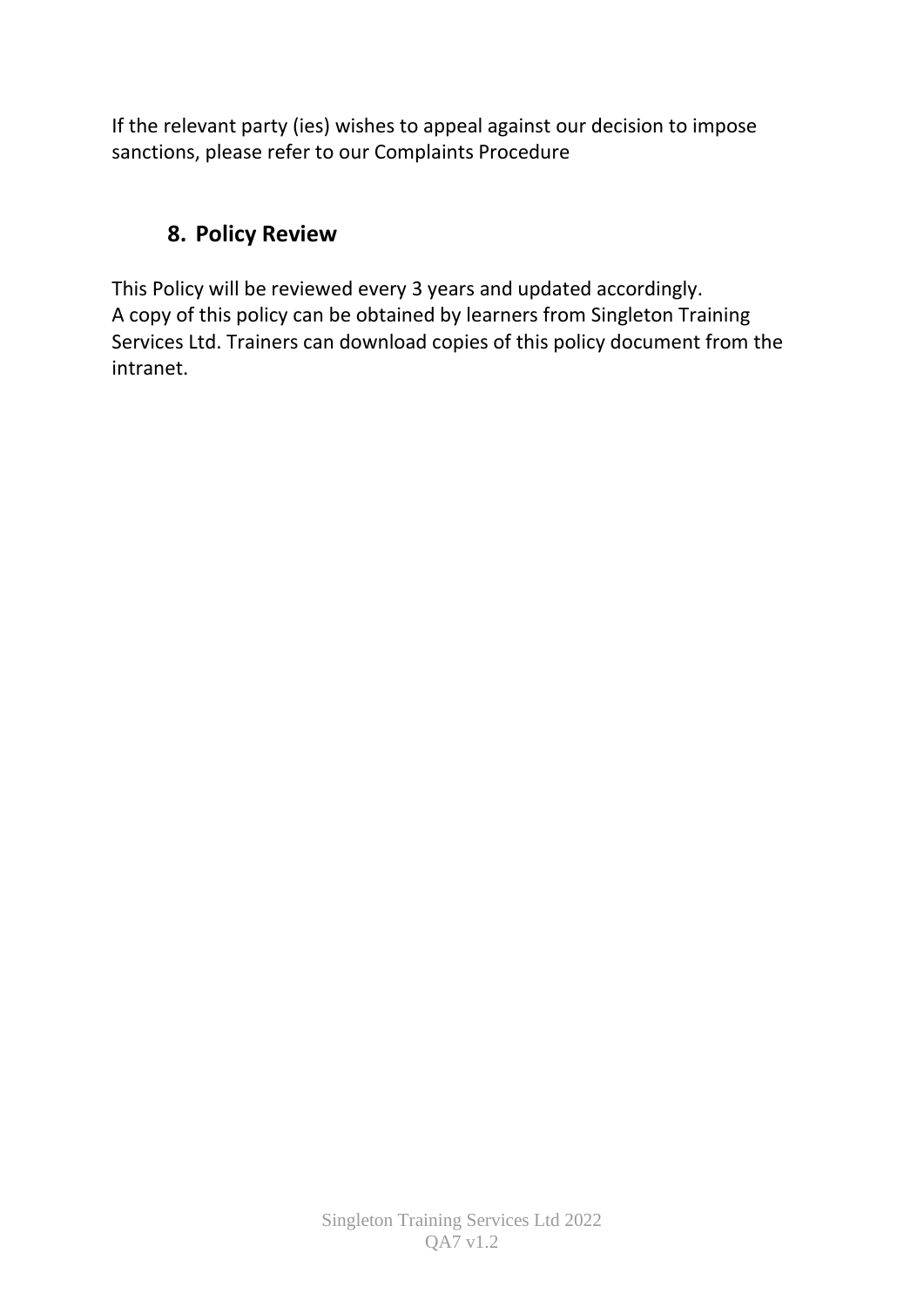If the relevant party (ies) wishes to appeal against our decision to impose sanctions, please refer to our Complaints Procedure

## 8. Policy Review

This Policy will be reviewed every 3 years and updated accordingly.
A copy of this policy can be obtained by learners from Singleton Training Services Ltd. Trainers can download copies of this policy document from the intranet.